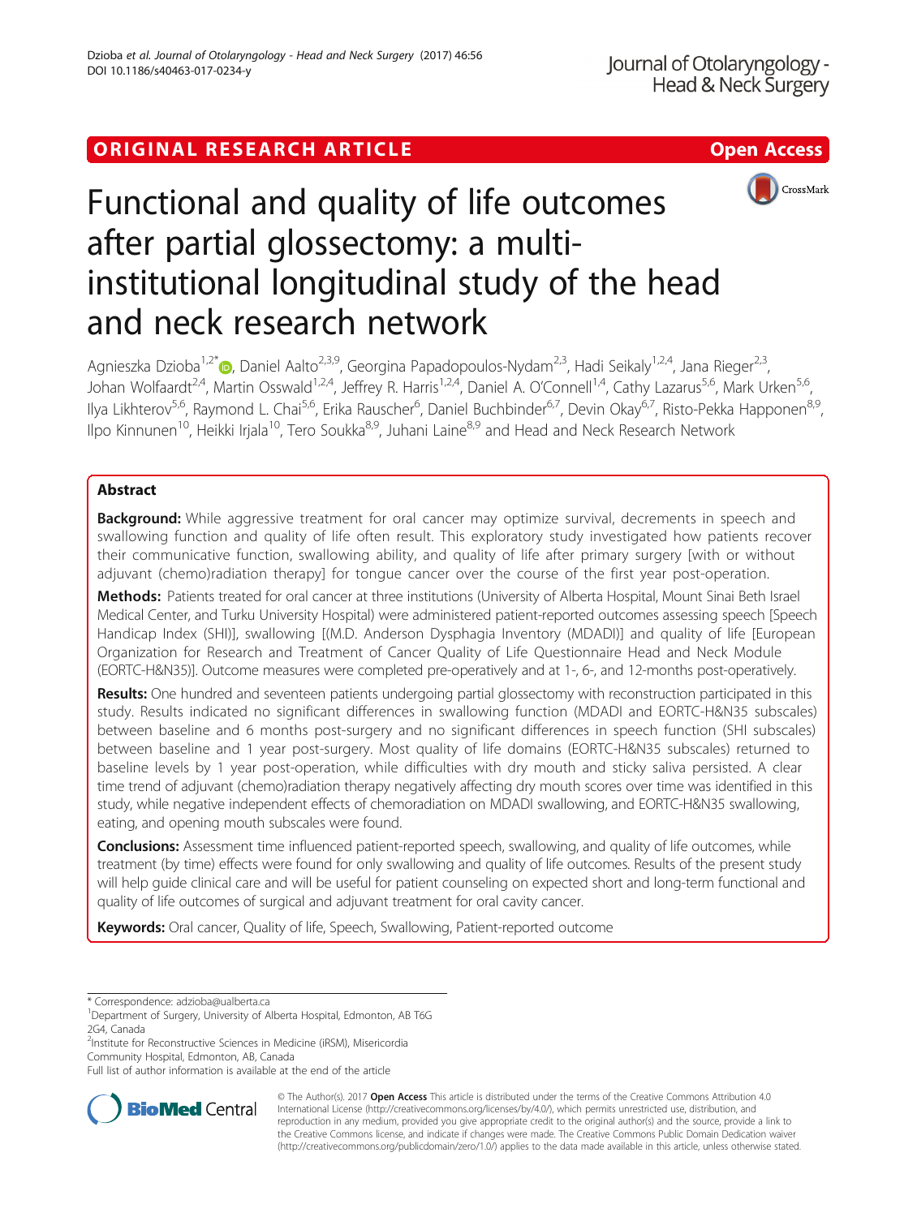ORIGINAL RESEARCH ARTICLE

Open Access

# Functional and quality of life outcomes after partial glossectomy: a multi-institutional longitudinal study of the head and neck research network

Agnieszka Dzioba[1,2*], Daniel Aalto[2,3,9], Georgina Papadopoulos-Nydam[2,3], Hadi Seikaly[1,2,4], Jana Rieger[2,3], Johan Wolfaardt[2,4], Martin Osswald[1,2,4], Jeffrey R. Harris[1,2,4], Daniel A. O'Connell[1,4], Cathy Lazarus[5,6], Mark Urken[5,6], Ilya Likhterov[5,6], Raymond L. Chai[5,6], Erika Rauscher[6], Daniel Buchbinder[6,7], Devin Okay[6,7], Risto-Pekka Happonen[8,9], Ilpo Kinnunen[10], Heikki Irjala[10], Tero Soukka[8,9], Juhani Laine[8,9] and Head and Neck Research Network

## Abstract

**Background:** While aggressive treatment for oral cancer may optimize survival, decrements in speech and swallowing function and quality of life often result. This exploratory study investigated how patients recover their communicative function, swallowing ability, and quality of life after primary surgery [with or without adjuvant (chemo)radiation therapy] for tongue cancer over the course of the first year post-operation.

**Methods:** Patients treated for oral cancer at three institutions (University of Alberta Hospital, Mount Sinai Beth Israel Medical Center, and Turku University Hospital) were administered patient-reported outcomes assessing speech [Speech Handicap Index (SHI)], swallowing [(M.D. Anderson Dysphagia Inventory (MDADI)] and quality of life [European Organization for Research and Treatment of Cancer Quality of Life Questionnaire Head and Neck Module (EORTC-H&N35)]. Outcome measures were completed pre-operatively and at 1-, 6-, and 12-months post-operatively.

**Results:** One hundred and seventeen patients undergoing partial glossectomy with reconstruction participated in this study. Results indicated no significant differences in swallowing function (MDADI and EORTC-H&N35 subscales) between baseline and 6 months post-surgery and no significant differences in speech function (SHI subscales) between baseline and 1 year post-surgery. Most quality of life domains (EORTC-H&N35 subscales) returned to baseline levels by 1 year post-operation, while difficulties with dry mouth and sticky saliva persisted. A clear time trend of adjuvant (chemo)radiation therapy negatively affecting dry mouth scores over time was identified in this study, while negative independent effects of chemoradiation on MDADI swallowing, and EORTC-H&N35 swallowing, eating, and opening mouth subscales were found.

**Conclusions:** Assessment time influenced patient-reported speech, swallowing, and quality of life outcomes, while treatment (by time) effects were found for only swallowing and quality of life outcomes. Results of the present study will help guide clinical care and will be useful for patient counseling on expected short and long-term functional and quality of life outcomes of surgical and adjuvant treatment for oral cavity cancer.

**Keywords:** Oral cancer, Quality of life, Speech, Swallowing, Patient-reported outcome

---

* Correspondence: adzioba@ualberta.ca

[1]Department of Surgery, University of Alberta Hospital, Edmonton, AB T6G 2G4, Canada

[2]Institute for Reconstructive Sciences in Medicine (iRSM), Misericordia Community Hospital, Edmonton, AB, Canada

Full list of author information is available at the end of the article

© The Author(s). 2017 **Open Access** This article is distributed under the terms of the Creative Commons Attribution 4.0 International License (http://creativecommons.org/licenses/by/4.0/), which permits unrestricted use, distribution, and reproduction in any medium, provided you give appropriate credit to the original author(s) and the source, provide a link to the Creative Commons license, and indicate if changes were made. The Creative Commons Public Domain Dedication waiver (http://creativecommons.org/publicdomain/zero/1.0/) applies to the data made available in this article, unless otherwise stated.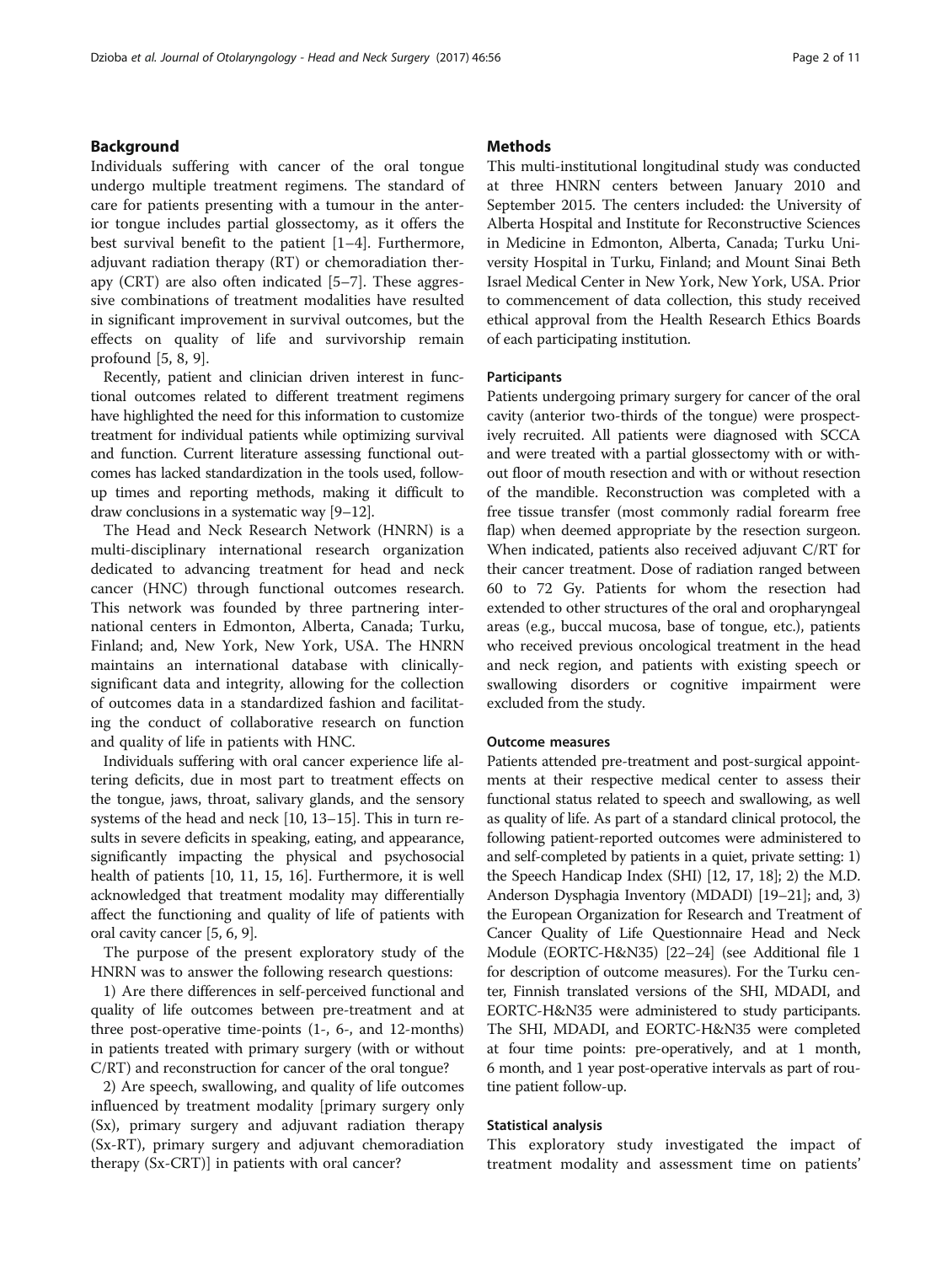## Background

Individuals suffering with cancer of the oral tongue undergo multiple treatment regimens. The standard of care for patients presenting with a tumour in the anterior tongue includes partial glossectomy, as it offers the best survival benefit to the patient [1–4]. Furthermore, adjuvant radiation therapy (RT) or chemoradiation therapy (CRT) are also often indicated [5–7]. These aggressive combinations of treatment modalities have resulted in significant improvement in survival outcomes, but the effects on quality of life and survivorship remain profound [5, 8, 9].

Recently, patient and clinician driven interest in functional outcomes related to different treatment regimens have highlighted the need for this information to customize treatment for individual patients while optimizing survival and function. Current literature assessing functional outcomes has lacked standardization in the tools used, follow-up times and reporting methods, making it difficult to draw conclusions in a systematic way [9–12].

The Head and Neck Research Network (HNRN) is a multi-disciplinary international research organization dedicated to advancing treatment for head and neck cancer (HNC) through functional outcomes research. This network was founded by three partnering international centers in Edmonton, Alberta, Canada; Turku, Finland; and, New York, New York, USA. The HNRN maintains an international database with clinically-significant data and integrity, allowing for the collection of outcomes data in a standardized fashion and facilitating the conduct of collaborative research on function and quality of life in patients with HNC.

Individuals suffering with oral cancer experience life altering deficits, due in most part to treatment effects on the tongue, jaws, throat, salivary glands, and the sensory systems of the head and neck [10, 13–15]. This in turn results in severe deficits in speaking, eating, and appearance, significantly impacting the physical and psychosocial health of patients [10, 11, 15, 16]. Furthermore, it is well acknowledged that treatment modality may differentially affect the functioning and quality of life of patients with oral cavity cancer [5, 6, 9].

The purpose of the present exploratory study of the HNRN was to answer the following research questions:

1) Are there differences in self-perceived functional and quality of life outcomes between pre-treatment and at three post-operative time-points (1-, 6-, and 12-months) in patients treated with primary surgery (with or without C/RT) and reconstruction for cancer of the oral tongue?

2) Are speech, swallowing, and quality of life outcomes influenced by treatment modality [primary surgery only (Sx), primary surgery and adjuvant radiation therapy (Sx-RT), primary surgery and adjuvant chemoradiation therapy (Sx-CRT)] in patients with oral cancer?

## Methods

This multi-institutional longitudinal study was conducted at three HNRN centers between January 2010 and September 2015. The centers included: the University of Alberta Hospital and Institute for Reconstructive Sciences in Medicine in Edmonton, Alberta, Canada; Turku University Hospital in Turku, Finland; and Mount Sinai Beth Israel Medical Center in New York, New York, USA. Prior to commencement of data collection, this study received ethical approval from the Health Research Ethics Boards of each participating institution.

### Participants

Patients undergoing primary surgery for cancer of the oral cavity (anterior two-thirds of the tongue) were prospectively recruited. All patients were diagnosed with SCCA and were treated with a partial glossectomy with or without floor of mouth resection and with or without resection of the mandible. Reconstruction was completed with a free tissue transfer (most commonly radial forearm free flap) when deemed appropriate by the resection surgeon. When indicated, patients also received adjuvant C/RT for their cancer treatment. Dose of radiation ranged between 60 to 72 Gy. Patients for whom the resection had extended to other structures of the oral and oropharyngeal areas (e.g., buccal mucosa, base of tongue, etc.), patients who received previous oncological treatment in the head and neck region, and patients with existing speech or swallowing disorders or cognitive impairment were excluded from the study.

### Outcome measures

Patients attended pre-treatment and post-surgical appointments at their respective medical center to assess their functional status related to speech and swallowing, as well as quality of life. As part of a standard clinical protocol, the following patient-reported outcomes were administered to and self-completed by patients in a quiet, private setting: 1) the Speech Handicap Index (SHI) [12, 17, 18]; 2) the M.D. Anderson Dysphagia Inventory (MDADI) [19–21]; and, 3) the European Organization for Research and Treatment of Cancer Quality of Life Questionnaire Head and Neck Module (EORTC-H&N35) [22–24] (see Additional file 1 for description of outcome measures). For the Turku center, Finnish translated versions of the SHI, MDADI, and EORTC-H&N35 were administered to study participants. The SHI, MDADI, and EORTC-H&N35 were completed at four time points: pre-operatively, and at 1 month, 6 month, and 1 year post-operative intervals as part of routine patient follow-up.

### Statistical analysis

This exploratory study investigated the impact of treatment modality and assessment time on patients'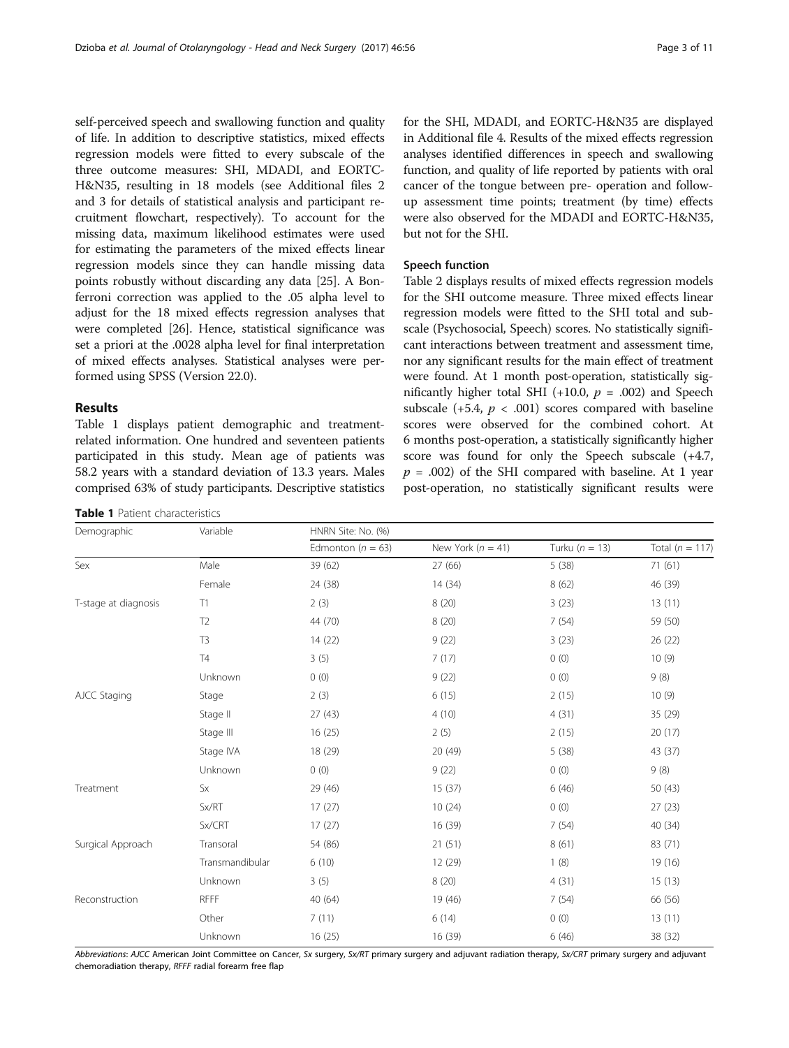self-perceived speech and swallowing function and quality of life. In addition to descriptive statistics, mixed effects regression models were fitted to every subscale of the three outcome measures: SHI, MDADI, and EORTC-H&N35, resulting in 18 models (see Additional files 2 and 3 for details of statistical analysis and participant recruitment flowchart, respectively). To account for the missing data, maximum likelihood estimates were used for estimating the parameters of the mixed effects linear regression models since they can handle missing data points robustly without discarding any data [25]. A Bonferroni correction was applied to the .05 alpha level to adjust for the 18 mixed effects regression analyses that were completed [26]. Hence, statistical significance was set a priori at the .0028 alpha level for final interpretation of mixed effects analyses. Statistical analyses were performed using SPSS (Version 22.0).

## Results

Table 1 displays patient demographic and treatment-related information. One hundred and seventeen patients participated in this study. Mean age of patients was 58.2 years with a standard deviation of 13.3 years. Males comprised 63% of study participants. Descriptive statistics for the SHI, MDADI, and EORTC-H&N35 are displayed in Additional file 4. Results of the mixed effects regression analyses identified differences in speech and swallowing function, and quality of life reported by patients with oral cancer of the tongue between pre- operation and follow-up assessment time points; treatment (by time) effects were also observed for the MDADI and EORTC-H&N35, but not for the SHI.

### Speech function

Table 2 displays results of mixed effects regression models for the SHI outcome measure. Three mixed effects linear regression models were fitted to the SHI total and subscale (Psychosocial, Speech) scores. No statistically significant interactions between treatment and assessment time, nor any significant results for the main effect of treatment were found. At 1 month post-operation, statistically significantly higher total SHI (+10.0, $p$ = .002) and Speech subscale (+5.4, $p$ < .001) scores compared with baseline scores were observed for the combined cohort. At 6 months post-operation, a statistically significantly higher score was found for only the Speech subscale (+4.7, $p$ = .002) of the SHI compared with baseline. At 1 year post-operation, no statistically significant results were

**Table 1** Patient characteristics

| Demographic | Variable | HNRN Site: No. (%) | | | |
|---|---|---|---|---|---|
| | | Edmonton ($n$ = 63) | New York ($n$ = 41) | Turku ($n$ = 13) | Total ($n$ = 117) |
| Sex | Male | 39 (62) | 27 (66) | 5 (38) | 71 (61) |
| | Female | 24 (38) | 14 (34) | 8 (62) | 46 (39) |
| T-stage at diagnosis | T1 | 2 (3) | 8 (20) | 3 (23) | 13 (11) |
| | T2 | 44 (70) | 8 (20) | 7 (54) | 59 (50) |
| | T3 | 14 (22) | 9 (22) | 3 (23) | 26 (22) |
| | T4 | 3 (5) | 7 (17) | 0 (0) | 10 (9) |
| | Unknown | 0 (0) | 9 (22) | 0 (0) | 9 (8) |
| AJCC Staging | Stage | 2 (3) | 6 (15) | 2 (15) | 10 (9) |
| | Stage II | 27 (43) | 4 (10) | 4 (31) | 35 (29) |
| | Stage III | 16 (25) | 2 (5) | 2 (15) | 20 (17) |
| | Stage IVA | 18 (29) | 20 (49) | 5 (38) | 43 (37) |
| | Unknown | 0 (0) | 9 (22) | 0 (0) | 9 (8) |
| Treatment | Sx | 29 (46) | 15 (37) | 6 (46) | 50 (43) |
| | Sx/RT | 17 (27) | 10 (24) | 0 (0) | 27 (23) |
| | Sx/CRT | 17 (27) | 16 (39) | 7 (54) | 40 (34) |
| Surgical Approach | Transoral | 54 (86) | 21 (51) | 8 (61) | 83 (71) |
| | Transmandibular | 6 (10) | 12 (29) | 1 (8) | 19 (16) |
| | Unknown | 3 (5) | 8 (20) | 4 (31) | 15 (13) |
| Reconstruction | RFFF | 40 (64) | 19 (46) | 7 (54) | 66 (56) |
| | Other | 7 (11) | 6 (14) | 0 (0) | 13 (11) |
| | Unknown | 16 (25) | 16 (39) | 6 (46) | 38 (32) |

*Abbreviations*: *AJCC* American Joint Committee on Cancer, *Sx* surgery, *Sx/RT* primary surgery and adjuvant radiation therapy, *Sx/CRT* primary surgery and adjuvant chemoradiation therapy, *RFFF* radial forearm free flap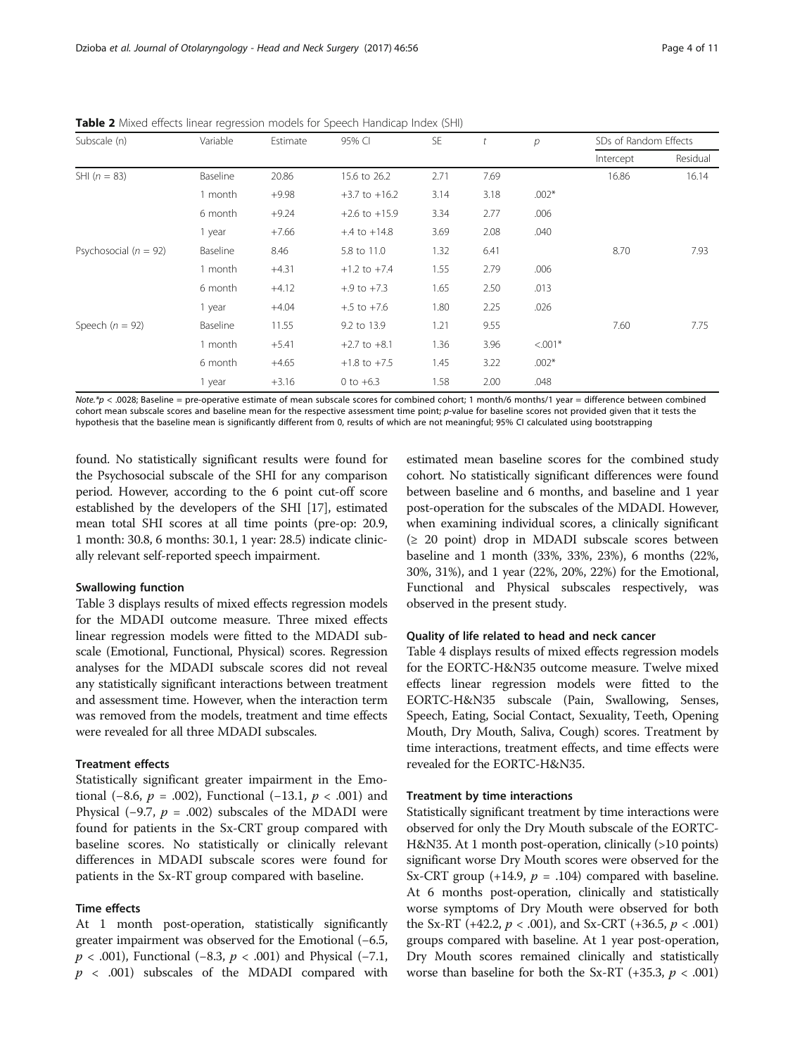**Table 2** Mixed effects linear regression models for Speech Handicap Index (SHI)

| Subscale (n) | Variable | Estimate | 95% CI | SE | t | p | SDs of Random Effects | |
|---|---|---|---|---|---|---|---|---|
| | | | | | | | Intercept | Residual |
| SHI (n = 83) | Baseline | 20.86 | 15.6 to 26.2 | 2.71 | 7.69 | | 16.86 | 16.14 |
| | 1 month | +9.98 | +3.7 to +16.2 | 3.14 | 3.18 | .002* | | |
| | 6 month | +9.24 | +2.6 to +15.9 | 3.34 | 2.77 | .006 | | |
| | 1 year | +7.66 | +.4 to +14.8 | 3.69 | 2.08 | .040 | | |
| Psychosocial (n = 92) | Baseline | 8.46 | 5.8 to 11.0 | 1.32 | 6.41 | | 8.70 | 7.93 |
| | 1 month | +4.31 | +1.2 to +7.4 | 1.55 | 2.79 | .006 | | |
| | 6 month | +4.12 | +.9 to +7.3 | 1.65 | 2.50 | .013 | | |
| | 1 year | +4.04 | +.5 to +7.6 | 1.80 | 2.25 | .026 | | |
| Speech (n = 92) | Baseline | 11.55 | 9.2 to 13.9 | 1.21 | 9.55 | | 7.60 | 7.75 |
| | 1 month | +5.41 | +2.7 to +8.1 | 1.36 | 3.96 | <.001* | | |
| | 6 month | +4.65 | +1.8 to +7.5 | 1.45 | 3.22 | .002* | | |
| | 1 year | +3.16 | 0 to +6.3 | 1.58 | 2.00 | .048 | | |

*Note.**$p < .0028$; Baseline = pre-operative estimate of mean subscale scores for combined cohort; 1 month/6 months/1 year = difference between combined cohort mean subscale scores and baseline mean for the respective assessment time point; p-value for baseline scores not provided given that it tests the hypothesis that the baseline mean is significantly different from 0, results of which are not meaningful; 95% CI calculated using bootstrapping

found. No statistically significant results were found for the Psychosocial subscale of the SHI for any comparison period. However, according to the 6 point cut-off score established by the developers of the SHI [17], estimated mean total SHI scores at all time points (pre-op: 20.9, 1 month: 30.8, 6 months: 30.1, 1 year: 28.5) indicate clinically relevant self-reported speech impairment.

#### Swallowing function

Table 3 displays results of mixed effects regression models for the MDADI outcome measure. Three mixed effects linear regression models were fitted to the MDADI subscale (Emotional, Functional, Physical) scores. Regression analyses for the MDADI subscale scores did not reveal any statistically significant interactions between treatment and assessment time. However, when the interaction term was removed from the models, treatment and time effects were revealed for all three MDADI subscales.

#### Treatment effects

Statistically significant greater impairment in the Emotional (−8.6, $p = .002$), Functional (−13.1, $p < .001$) and Physical (−9.7, $p = .002$) subscales of the MDADI were found for patients in the Sx-CRT group compared with baseline scores. No statistically or clinically relevant differences in MDADI subscale scores were found for patients in the Sx-RT group compared with baseline.

#### Time effects

At 1 month post-operation, statistically significantly greater impairment was observed for the Emotional (−6.5, $p < .001$), Functional (−8.3, $p < .001$) and Physical (−7.1, $p < .001$) subscales of the MDADI compared with estimated mean baseline scores for the combined study cohort. No statistically significant differences were found between baseline and 6 months, and baseline and 1 year post-operation for the subscales of the MDADI. However, when examining individual scores, a clinically significant (≥ 20 point) drop in MDADI subscale scores between baseline and 1 month (33%, 33%, 23%), 6 months (22%, 30%, 31%), and 1 year (22%, 20%, 22%) for the Emotional, Functional and Physical subscales respectively, was observed in the present study.

#### Quality of life related to head and neck cancer

Table 4 displays results of mixed effects regression models for the EORTC-H&N35 outcome measure. Twelve mixed effects linear regression models were fitted to the EORTC-H&N35 subscale (Pain, Swallowing, Senses, Speech, Eating, Social Contact, Sexuality, Teeth, Opening Mouth, Dry Mouth, Saliva, Cough) scores. Treatment by time interactions, treatment effects, and time effects were revealed for the EORTC-H&N35.

#### Treatment by time interactions

Statistically significant treatment by time interactions were observed for only the Dry Mouth subscale of the EORTC-H&N35. At 1 month post-operation, clinically (>10 points) significant worse Dry Mouth scores were observed for the Sx-CRT group (+14.9, $p = .104$) compared with baseline. At 6 months post-operation, clinically and statistically worse symptoms of Dry Mouth were observed for both the Sx-RT (+42.2, $p < .001$), and Sx-CRT (+36.5, $p < .001$) groups compared with baseline. At 1 year post-operation, Dry Mouth scores remained clinically and statistically worse than baseline for both the Sx-RT (+35.3, $p < .001$)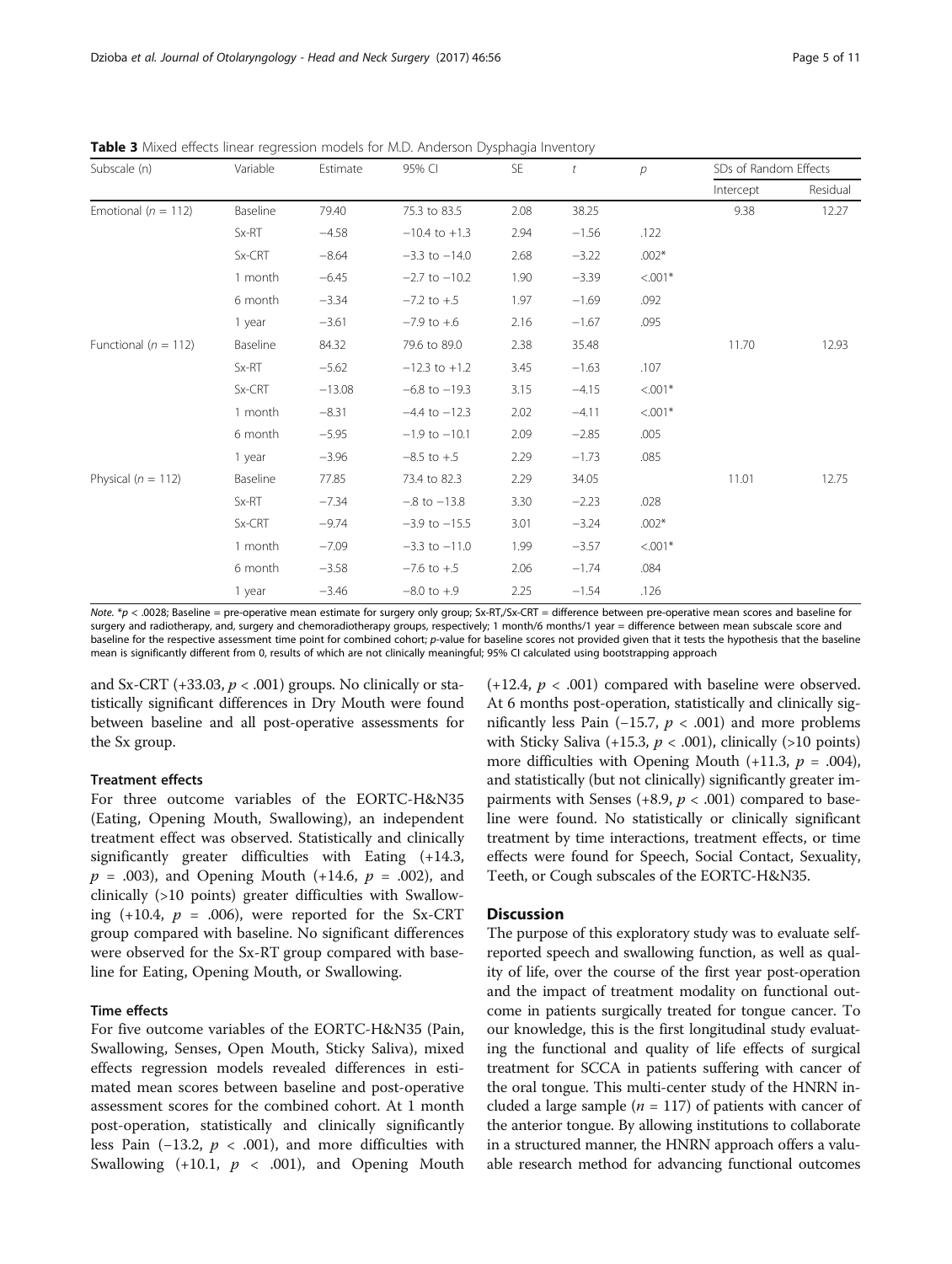**Table 3** Mixed effects linear regression models for M.D. Anderson Dysphagia Inventory

| Subscale (n) | Variable | Estimate | 95% CI | SE | $t$ | $p$ | SDs of Random Effects | |
|---|---|---|---|---|---|---|---|---|
| | | | | | | | Intercept | Residual |
| Emotional ($n$ = 112) | Baseline | 79.40 | 75.3 to 83.5 | 2.08 | 38.25 | | 9.38 | 12.27 |
| | Sx-RT | −4.58 | −10.4 to +1.3 | 2.94 | −1.56 | .122 | | |
| | Sx-CRT | −8.64 | −3.3 to −14.0 | 2.68 | −3.22 | .002* | | |
| | 1 month | −6.45 | −2.7 to −10.2 | 1.90 | −3.39 | <.001* | | |
| | 6 month | −3.34 | −7.2 to +.5 | 1.97 | −1.69 | .092 | | |
| | 1 year | −3.61 | −7.9 to +.6 | 2.16 | −1.67 | .095 | | |
| Functional ($n$ = 112) | Baseline | 84.32 | 79.6 to 89.0 | 2.38 | 35.48 | | 11.70 | 12.93 |
| | Sx-RT | −5.62 | −12.3 to +1.2 | 3.45 | −1.63 | .107 | | |
| | Sx-CRT | −13.08 | −6.8 to −19.3 | 3.15 | −4.15 | <.001* | | |
| | 1 month | −8.31 | −4.4 to −12.3 | 2.02 | −4.11 | <.001* | | |
| | 6 month | −5.95 | −1.9 to −10.1 | 2.09 | −2.85 | .005 | | |
| | 1 year | −3.96 | −8.5 to +.5 | 2.29 | −1.73 | .085 | | |
| Physical ($n$ = 112) | Baseline | 77.85 | 73.4 to 82.3 | 2.29 | 34.05 | | 11.01 | 12.75 |
| | Sx-RT | −7.34 | −.8 to −13.8 | 3.30 | −2.23 | .028 | | |
| | Sx-CRT | −9.74 | −3.9 to −15.5 | 3.01 | −3.24 | .002* | | |
| | 1 month | −7.09 | −3.3 to −11.0 | 1.99 | −3.57 | <.001* | | |
| | 6 month | −3.58 | −7.6 to +.5 | 2.06 | −1.74 | .084 | | |
| | 1 year | −3.46 | −8.0 to +.9 | 2.25 | −1.54 | .126 | | |

*Note.* *$p$ < .0028; Baseline = pre-operative mean estimate for surgery only group; Sx-RT,/Sx-CRT = difference between pre-operative mean scores and baseline for surgery and radiotherapy, and, surgery and chemoradiotherapy groups, respectively; 1 month/6 months/1 year = difference between mean subscale score and baseline for the respective assessment time point for combined cohort; $p$-value for baseline scores not provided given that it tests the hypothesis that the baseline mean is significantly different from 0, results of which are not clinically meaningful; 95% CI calculated using bootstrapping approach

and Sx-CRT (+33.03, $p$ < .001) groups. No clinically or statistically significant differences in Dry Mouth were found between baseline and all post-operative assessments for the Sx group.

#### Treatment effects

For three outcome variables of the EORTC-H&N35 (Eating, Opening Mouth, Swallowing), an independent treatment effect was observed. Statistically and clinically significantly greater difficulties with Eating (+14.3, $p$ = .003), and Opening Mouth (+14.6, $p$ = .002), and clinically (>10 points) greater difficulties with Swallowing (+10.4, $p$ = .006), were reported for the Sx-CRT group compared with baseline. No significant differences were observed for the Sx-RT group compared with baseline for Eating, Opening Mouth, or Swallowing.

#### Time effects

For five outcome variables of the EORTC-H&N35 (Pain, Swallowing, Senses, Open Mouth, Sticky Saliva), mixed effects regression models revealed differences in estimated mean scores between baseline and post-operative assessment scores for the combined cohort. At 1 month post-operation, statistically and clinically significantly less Pain (−13.2, $p$ < .001), and more difficulties with Swallowing (+10.1, $p$ < .001), and Opening Mouth (+12.4, $p$ < .001) compared with baseline were observed. At 6 months post-operation, statistically and clinically significantly less Pain (−15.7, $p$ < .001) and more problems with Sticky Saliva (+15.3, $p$ < .001), clinically (>10 points) more difficulties with Opening Mouth (+11.3, $p$ = .004), and statistically (but not clinically) significantly greater impairments with Senses (+8.9, $p$ < .001) compared to baseline were found. No statistically or clinically significant treatment by time interactions, treatment effects, or time effects were found for Speech, Social Contact, Sexuality, Teeth, or Cough subscales of the EORTC-H&N35.

## Discussion

The purpose of this exploratory study was to evaluate self-reported speech and swallowing function, as well as quality of life, over the course of the first year post-operation and the impact of treatment modality on functional outcome in patients surgically treated for tongue cancer. To our knowledge, this is the first longitudinal study evaluating the functional and quality of life effects of surgical treatment for SCCA in patients suffering with cancer of the oral tongue. This multi-center study of the HNRN included a large sample ($n$ = 117) of patients with cancer of the anterior tongue. By allowing institutions to collaborate in a structured manner, the HNRN approach offers a valuable research method for advancing functional outcomes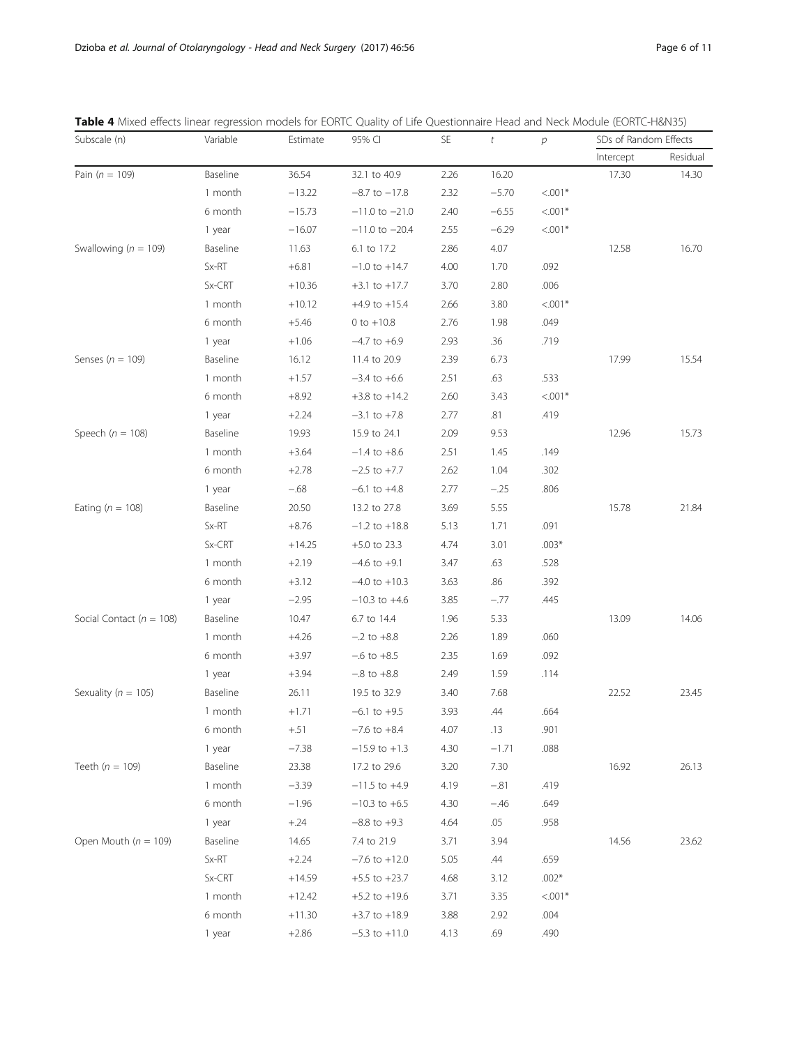**Table 4** Mixed effects linear regression models for EORTC Quality of Life Questionnaire Head and Neck Module (EORTC-H&N35)

| Subscale (n) | Variable | Estimate | 95% CI | SE | *t* | *p* | SDs of Random Effects | |
|---|---|---|---|---|---|---|---|---|
| | | | | | | | Intercept | Residual |
| Pain (*n* = 109) | Baseline | 36.54 | 32.1 to 40.9 | 2.26 | 16.20 | | 17.30 | 14.30 |
| | 1 month | −13.22 | −8.7 to −17.8 | 2.32 | −5.70 | <.001* | | |
| | 6 month | −15.73 | −11.0 to −21.0 | 2.40 | −6.55 | <.001* | | |
| | 1 year | −16.07 | −11.0 to −20.4 | 2.55 | −6.29 | <.001* | | |
| Swallowing (*n* = 109) | Baseline | 11.63 | 6.1 to 17.2 | 2.86 | 4.07 | | 12.58 | 16.70 |
| | Sx-RT | +6.81 | −1.0 to +14.7 | 4.00 | 1.70 | .092 | | |
| | Sx-CRT | +10.36 | +3.1 to +17.7 | 3.70 | 2.80 | .006 | | |
| | 1 month | +10.12 | +4.9 to +15.4 | 2.66 | 3.80 | <.001* | | |
| | 6 month | +5.46 | 0 to +10.8 | 2.76 | 1.98 | .049 | | |
| | 1 year | +1.06 | −4.7 to +6.9 | 2.93 | .36 | .719 | | |
| Senses (*n* = 109) | Baseline | 16.12 | 11.4 to 20.9 | 2.39 | 6.73 | | 17.99 | 15.54 |
| | 1 month | +1.57 | −3.4 to +6.6 | 2.51 | .63 | .533 | | |
| | 6 month | +8.92 | +3.8 to +14.2 | 2.60 | 3.43 | <.001* | | |
| | 1 year | +2.24 | −3.1 to +7.8 | 2.77 | .81 | .419 | | |
| Speech (*n* = 108) | Baseline | 19.93 | 15.9 to 24.1 | 2.09 | 9.53 | | 12.96 | 15.73 |
| | 1 month | +3.64 | −1.4 to +8.6 | 2.51 | 1.45 | .149 | | |
| | 6 month | +2.78 | −2.5 to +7.7 | 2.62 | 1.04 | .302 | | |
| | 1 year | −.68 | −6.1 to +4.8 | 2.77 | −.25 | .806 | | |
| Eating (*n* = 108) | Baseline | 20.50 | 13.2 to 27.8 | 3.69 | 5.55 | | 15.78 | 21.84 |
| | Sx-RT | +8.76 | −1.2 to +18.8 | 5.13 | 1.71 | .091 | | |
| | Sx-CRT | +14.25 | +5.0 to 23.3 | 4.74 | 3.01 | .003* | | |
| | 1 month | +2.19 | −4.6 to +9.1 | 3.47 | .63 | .528 | | |
| | 6 month | +3.12 | −4.0 to +10.3 | 3.63 | .86 | .392 | | |
| | 1 year | −2.95 | −10.3 to +4.6 | 3.85 | −.77 | .445 | | |
| Social Contact (*n* = 108) | Baseline | 10.47 | 6.7 to 14.4 | 1.96 | 5.33 | | 13.09 | 14.06 |
| | 1 month | +4.26 | −.2 to +8.8 | 2.26 | 1.89 | .060 | | |
| | 6 month | +3.97 | −.6 to +8.5 | 2.35 | 1.69 | .092 | | |
| | 1 year | +3.94 | −.8 to +8.8 | 2.49 | 1.59 | .114 | | |
| Sexuality (*n* = 105) | Baseline | 26.11 | 19.5 to 32.9 | 3.40 | 7.68 | | 22.52 | 23.45 |
| | 1 month | +1.71 | −6.1 to +9.5 | 3.93 | .44 | .664 | | |
| | 6 month | +.51 | −7.6 to +8.4 | 4.07 | .13 | .901 | | |
| | 1 year | −7.38 | −15.9 to +1.3 | 4.30 | −1.71 | .088 | | |
| Teeth (*n* = 109) | Baseline | 23.38 | 17.2 to 29.6 | 3.20 | 7.30 | | 16.92 | 26.13 |
| | 1 month | −3.39 | −11.5 to +4.9 | 4.19 | −.81 | .419 | | |
| | 6 month | −1.96 | −10.3 to +6.5 | 4.30 | −.46 | .649 | | |
| | 1 year | +.24 | −8.8 to +9.3 | 4.64 | .05 | .958 | | |
| Open Mouth (*n* = 109) | Baseline | 14.65 | 7.4 to 21.9 | 3.71 | 3.94 | | 14.56 | 23.62 |
| | Sx-RT | +2.24 | −7.6 to +12.0 | 5.05 | .44 | .659 | | |
| | Sx-CRT | +14.59 | +5.5 to +23.7 | 4.68 | 3.12 | .002* | | |
| | 1 month | +12.42 | +5.2 to +19.6 | 3.71 | 3.35 | <.001* | | |
| | 6 month | +11.30 | +3.7 to +18.9 | 3.88 | 2.92 | .004 | | |
| | 1 year | +2.86 | −5.3 to +11.0 | 4.13 | .69 | .490 | | |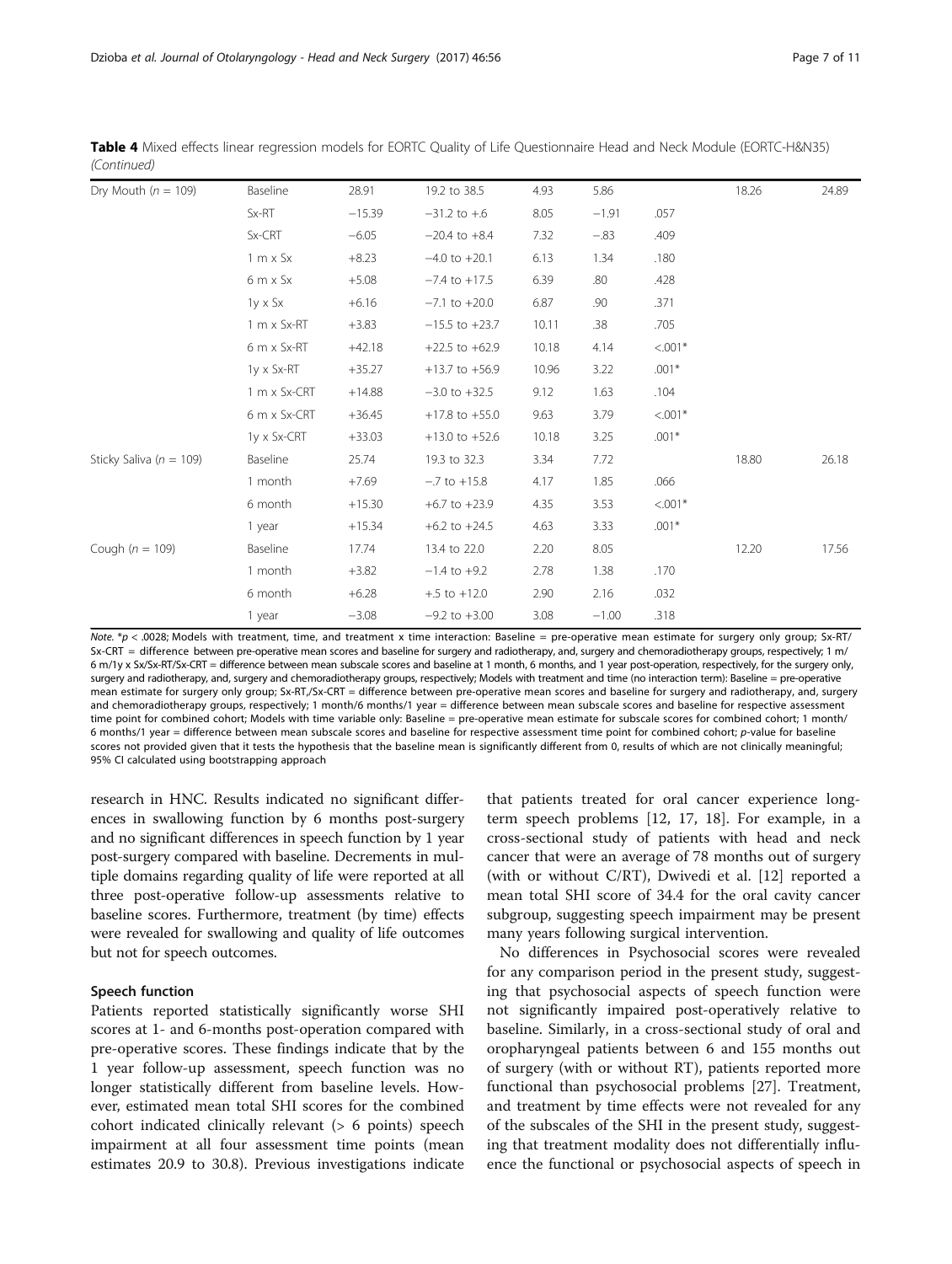**Table 4** Mixed effects linear regression models for EORTC Quality of Life Questionnaire Head and Neck Module (EORTC-H&N35) *(Continued)*

| | | | | | | | | |
|---|---|---|---|---|---|---|---|---|
| Dry Mouth (*n* = 109) | Baseline | 28.91 | 19.2 to 38.5 | 4.93 | 5.86 | | 18.26 | 24.89 |
| | Sx-RT | −15.39 | −31.2 to +.6 | 8.05 | −1.91 | .057 | | |
| | Sx-CRT | −6.05 | −20.4 to +8.4 | 7.32 | −.83 | .409 | | |
| | 1 m x Sx | +8.23 | −4.0 to +20.1 | 6.13 | 1.34 | .180 | | |
| | 6 m x Sx | +5.08 | −7.4 to +17.5 | 6.39 | .80 | .428 | | |
| | 1y x Sx | +6.16 | −7.1 to +20.0 | 6.87 | .90 | .371 | | |
| | 1 m x Sx-RT | +3.83 | −15.5 to +23.7 | 10.11 | .38 | .705 | | |
| | 6 m x Sx-RT | +42.18 | +22.5 to +62.9 | 10.18 | 4.14 | <.001* | | |
| | 1y x Sx-RT | +35.27 | +13.7 to +56.9 | 10.96 | 3.22 | .001* | | |
| | 1 m x Sx-CRT | +14.88 | −3.0 to +32.5 | 9.12 | 1.63 | .104 | | |
| | 6 m x Sx-CRT | +36.45 | +17.8 to +55.0 | 9.63 | 3.79 | <.001* | | |
| | 1y x Sx-CRT | +33.03 | +13.0 to +52.6 | 10.18 | 3.25 | .001* | | |
| Sticky Saliva (*n* = 109) | Baseline | 25.74 | 19.3 to 32.3 | 3.34 | 7.72 | | 18.80 | 26.18 |
| | 1 month | +7.69 | −.7 to +15.8 | 4.17 | 1.85 | .066 | | |
| | 6 month | +15.30 | +6.7 to +23.9 | 4.35 | 3.53 | <.001* | | |
| | 1 year | +15.34 | +6.2 to +24.5 | 4.63 | 3.33 | .001* | | |
| Cough (*n* = 109) | Baseline | 17.74 | 13.4 to 22.0 | 2.20 | 8.05 | | 12.20 | 17.56 |
| | 1 month | +3.82 | −1.4 to +9.2 | 2.78 | 1.38 | .170 | | |
| | 6 month | +6.28 | +.5 to +12.0 | 2.90 | 2.16 | .032 | | |
| | 1 year | −3.08 | −9.2 to +3.00 | 3.08 | −1.00 | .318 | | |

*Note*. *$p < .0028$; Models with treatment, time, and treatment x time interaction: Baseline = pre-operative mean estimate for surgery only group; Sx-RT/Sx-CRT = difference between pre-operative mean scores and baseline for surgery and radiotherapy, and, surgery and chemoradiotherapy groups, respectively; 1 m/6 m/1y x Sx/Sx-RT/Sx-CRT = difference between mean subscale scores and baseline at 1 month, 6 months, and 1 year post-operation, respectively, for the surgery only, surgery and radiotherapy, and, surgery and chemoradiotherapy groups, respectively; Models with treatment and time (no interaction term): Baseline = pre-operative mean estimate for surgery only group; Sx-RT,/Sx-CRT = difference between pre-operative mean scores and baseline for surgery and radiotherapy, and, surgery and chemoradiotherapy groups, respectively; 1 month/6 months/1 year = difference between mean subscale scores and baseline for respective assessment time point for combined cohort; Models with time variable only: Baseline = pre-operative mean estimate for subscale scores for combined cohort; 1 month/6 months/1 year = difference between mean subscale scores and baseline for respective assessment time point for combined cohort; *p*-value for baseline scores not provided given that it tests the hypothesis that the baseline mean is significantly different from 0, results of which are not clinically meaningful; 95% CI calculated using bootstrapping approach

research in HNC. Results indicated no significant differences in swallowing function by 6 months post-surgery and no significant differences in speech function by 1 year post-surgery compared with baseline. Decrements in multiple domains regarding quality of life were reported at all three post-operative follow-up assessments relative to baseline scores. Furthermore, treatment (by time) effects were revealed for swallowing and quality of life outcomes but not for speech outcomes.

### Speech function

Patients reported statistically significantly worse SHI scores at 1- and 6-months post-operation compared with pre-operative scores. These findings indicate that by the 1 year follow-up assessment, speech function was no longer statistically different from baseline levels. However, estimated mean total SHI scores for the combined cohort indicated clinically relevant (> 6 points) speech impairment at all four assessment time points (mean estimates 20.9 to 30.8). Previous investigations indicate that patients treated for oral cancer experience long-term speech problems [12, 17, 18]. For example, in a cross-sectional study of patients with head and neck cancer that were an average of 78 months out of surgery (with or without C/RT), Dwivedi et al. [12] reported a mean total SHI score of 34.4 for the oral cavity cancer subgroup, suggesting speech impairment may be present many years following surgical intervention.

No differences in Psychosocial scores were revealed for any comparison period in the present study, suggesting that psychosocial aspects of speech function were not significantly impaired post-operatively relative to baseline. Similarly, in a cross-sectional study of oral and oropharyngeal patients between 6 and 155 months out of surgery (with or without RT), patients reported more functional than psychosocial problems [27]. Treatment, and treatment by time effects were not revealed for any of the subscales of the SHI in the present study, suggesting that treatment modality does not differentially influence the functional or psychosocial aspects of speech in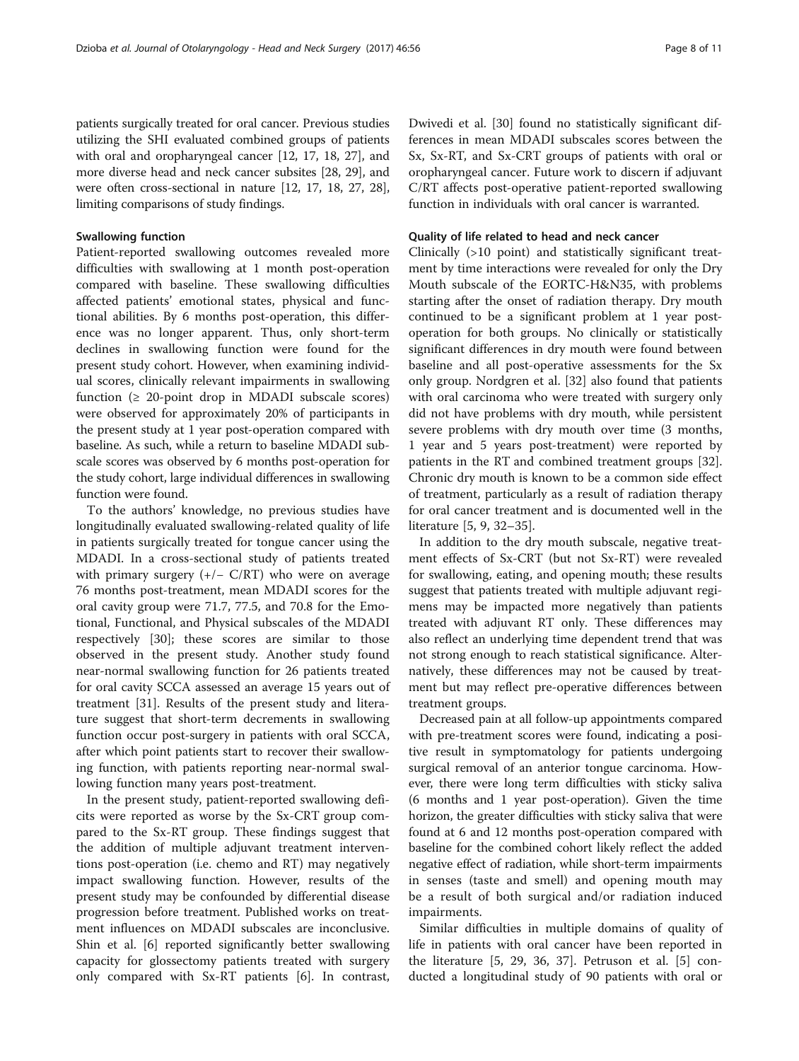patients surgically treated for oral cancer. Previous studies utilizing the SHI evaluated combined groups of patients with oral and oropharyngeal cancer [12, 17, 18, 27], and more diverse head and neck cancer subsites [28, 29], and were often cross-sectional in nature [12, 17, 18, 27, 28], limiting comparisons of study findings.

#### Swallowing function

Patient-reported swallowing outcomes revealed more difficulties with swallowing at 1 month post-operation compared with baseline. These swallowing difficulties affected patients' emotional states, physical and functional abilities. By 6 months post-operation, this difference was no longer apparent. Thus, only short-term declines in swallowing function were found for the present study cohort. However, when examining individual scores, clinically relevant impairments in swallowing function (≥ 20-point drop in MDADI subscale scores) were observed for approximately 20% of participants in the present study at 1 year post-operation compared with baseline. As such, while a return to baseline MDADI subscale scores was observed by 6 months post-operation for the study cohort, large individual differences in swallowing function were found.

To the authors' knowledge, no previous studies have longitudinally evaluated swallowing-related quality of life in patients surgically treated for tongue cancer using the MDADI. In a cross-sectional study of patients treated with primary surgery (+/− C/RT) who were on average 76 months post-treatment, mean MDADI scores for the oral cavity group were 71.7, 77.5, and 70.8 for the Emotional, Functional, and Physical subscales of the MDADI respectively [30]; these scores are similar to those observed in the present study. Another study found near-normal swallowing function for 26 patients treated for oral cavity SCCA assessed an average 15 years out of treatment [31]. Results of the present study and literature suggest that short-term decrements in swallowing function occur post-surgery in patients with oral SCCA, after which point patients start to recover their swallowing function, with patients reporting near-normal swallowing function many years post-treatment.

In the present study, patient-reported swallowing deficits were reported as worse by the Sx-CRT group compared to the Sx-RT group. These findings suggest that the addition of multiple adjuvant treatment interventions post-operation (i.e. chemo and RT) may negatively impact swallowing function. However, results of the present study may be confounded by differential disease progression before treatment. Published works on treatment influences on MDADI subscales are inconclusive. Shin et al. [6] reported significantly better swallowing capacity for glossectomy patients treated with surgery only compared with Sx-RT patients [6]. In contrast, Dwivedi et al. [30] found no statistically significant differences in mean MDADI subscales scores between the Sx, Sx-RT, and Sx-CRT groups of patients with oral or oropharyngeal cancer. Future work to discern if adjuvant C/RT affects post-operative patient-reported swallowing function in individuals with oral cancer is warranted.

#### Quality of life related to head and neck cancer

Clinically (>10 point) and statistically significant treatment by time interactions were revealed for only the Dry Mouth subscale of the EORTC-H&N35, with problems starting after the onset of radiation therapy. Dry mouth continued to be a significant problem at 1 year post-operation for both groups. No clinically or statistically significant differences in dry mouth were found between baseline and all post-operative assessments for the Sx only group. Nordgren et al. [32] also found that patients with oral carcinoma who were treated with surgery only did not have problems with dry mouth, while persistent severe problems with dry mouth over time (3 months, 1 year and 5 years post-treatment) were reported by patients in the RT and combined treatment groups [32]. Chronic dry mouth is known to be a common side effect of treatment, particularly as a result of radiation therapy for oral cancer treatment and is documented well in the literature [5, 9, 32–35].

In addition to the dry mouth subscale, negative treatment effects of Sx-CRT (but not Sx-RT) were revealed for swallowing, eating, and opening mouth; these results suggest that patients treated with multiple adjuvant regimens may be impacted more negatively than patients treated with adjuvant RT only. These differences may also reflect an underlying time dependent trend that was not strong enough to reach statistical significance. Alternatively, these differences may not be caused by treatment but may reflect pre-operative differences between treatment groups.

Decreased pain at all follow-up appointments compared with pre-treatment scores were found, indicating a positive result in symptomatology for patients undergoing surgical removal of an anterior tongue carcinoma. However, there were long term difficulties with sticky saliva (6 months and 1 year post-operation). Given the time horizon, the greater difficulties with sticky saliva that were found at 6 and 12 months post-operation compared with baseline for the combined cohort likely reflect the added negative effect of radiation, while short-term impairments in senses (taste and smell) and opening mouth may be a result of both surgical and/or radiation induced impairments.

Similar difficulties in multiple domains of quality of life in patients with oral cancer have been reported in the literature [5, 29, 36, 37]. Petruson et al. [5] conducted a longitudinal study of 90 patients with oral or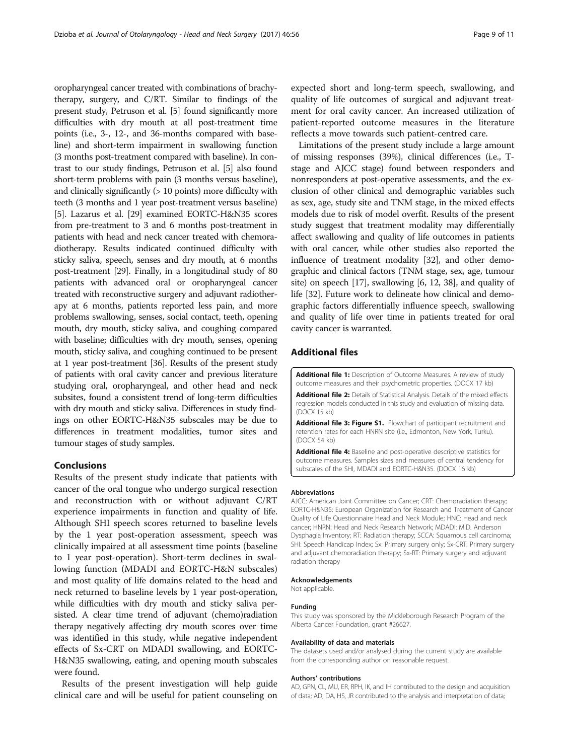oropharyngeal cancer treated with combinations of brachytherapy, surgery, and C/RT. Similar to findings of the present study, Petruson et al. [5] found significantly more difficulties with dry mouth at all post-treatment time points (i.e., 3-, 12-, and 36-months compared with baseline) and short-term impairment in swallowing function (3 months post-treatment compared with baseline). In contrast to our study findings, Petruson et al. [5] also found short-term problems with pain (3 months versus baseline), and clinically significantly (> 10 points) more difficulty with teeth (3 months and 1 year post-treatment versus baseline) [5]. Lazarus et al. [29] examined EORTC-H&N35 scores from pre-treatment to 3 and 6 months post-treatment in patients with head and neck cancer treated with chemoradiotherapy. Results indicated continued difficulty with sticky saliva, speech, senses and dry mouth, at 6 months post-treatment [29]. Finally, in a longitudinal study of 80 patients with advanced oral or oropharyngeal cancer treated with reconstructive surgery and adjuvant radiotherapy at 6 months, patients reported less pain, and more problems swallowing, senses, social contact, teeth, opening mouth, dry mouth, sticky saliva, and coughing compared with baseline; difficulties with dry mouth, senses, opening mouth, sticky saliva, and coughing continued to be present at 1 year post-treatment [36]. Results of the present study of patients with oral cavity cancer and previous literature studying oral, oropharyngeal, and other head and neck subsites, found a consistent trend of long-term difficulties with dry mouth and sticky saliva. Differences in study findings on other EORTC-H&N35 subscales may be due to differences in treatment modalities, tumor sites and tumour stages of study samples.

## Conclusions

Results of the present study indicate that patients with cancer of the oral tongue who undergo surgical resection and reconstruction with or without adjuvant C/RT experience impairments in function and quality of life. Although SHI speech scores returned to baseline levels by the 1 year post-operation assessment, speech was clinically impaired at all assessment time points (baseline to 1 year post-operation). Short-term declines in swallowing function (MDADI and EORTC-H&N subscales) and most quality of life domains related to the head and neck returned to baseline levels by 1 year post-operation, while difficulties with dry mouth and sticky saliva persisted. A clear time trend of adjuvant (chemo)radiation therapy negatively affecting dry mouth scores over time was identified in this study, while negative independent effects of Sx-CRT on MDADI swallowing, and EORTC-H&N35 swallowing, eating, and opening mouth subscales were found.

Results of the present investigation will help guide clinical care and will be useful for patient counseling on expected short and long-term speech, swallowing, and quality of life outcomes of surgical and adjuvant treatment for oral cavity cancer. An increased utilization of patient-reported outcome measures in the literature reflects a move towards such patient-centred care.

Limitations of the present study include a large amount of missing responses (39%), clinical differences (i.e., T-stage and AJCC stage) found between responders and nonresponders at post-operative assessments, and the exclusion of other clinical and demographic variables such as sex, age, study site and TNM stage, in the mixed effects models due to risk of model overfit. Results of the present study suggest that treatment modality may differentially affect swallowing and quality of life outcomes in patients with oral cancer, while other studies also reported the influence of treatment modality [32], and other demographic and clinical factors (TNM stage, sex, age, tumour site) on speech [17], swallowing [6, 12, 38], and quality of life [32]. Future work to delineate how clinical and demographic factors differentially influence speech, swallowing and quality of life over time in patients treated for oral cavity cancer is warranted.

## Additional files

**Additional file 1:** Description of Outcome Measures. A review of study outcome measures and their psychometric properties. (DOCX 17 kb)

**Additional file 2:** Details of Statistical Analysis. Details of the mixed effects regression models conducted in this study and evaluation of missing data. (DOCX 15 kb)

**Additional file 3: Figure S1.** Flowchart of participant recruitment and retention rates for each HNRN site (i.e., Edmonton, New York, Turku). (DOCX 54 kb)

**Additional file 4:** Baseline and post-operative descriptive statistics for outcome measures. Samples sizes and measures of central tendency for subscales of the SHI, MDADI and EORTC-H&N35. (DOCX 16 kb)

#### Abbreviations

AJCC: American Joint Committee on Cancer; CRT: Chemoradiation therapy; EORTC-H&N35: European Organization for Research and Treatment of Cancer Quality of Life Questionnaire Head and Neck Module; HNC: Head and neck cancer; HNRN: Head and Neck Research Network; MDADI: M.D. Anderson Dysphagia Inventory; RT: Radiation therapy; SCCA: Squamous cell carcinoma; SHI: Speech Handicap Index; Sx: Primary surgery only; Sx-CRT: Primary surgery and adjuvant chemoradiation therapy; Sx-RT: Primary surgery and adjuvant radiation therapy

#### Acknowledgements

Not applicable.

#### Funding

This study was sponsored by the Mickleborough Research Program of the Alberta Cancer Foundation, grant #26627.

#### Availability of data and materials

The datasets used and/or analysed during the current study are available from the corresponding author on reasonable request.

#### Authors' contributions

AD, GPN, CL, MU, ER, RPH, IK, and IH contributed to the design and acquisition of data; AD, DA, HS, JR contributed to the analysis and interpretation of data;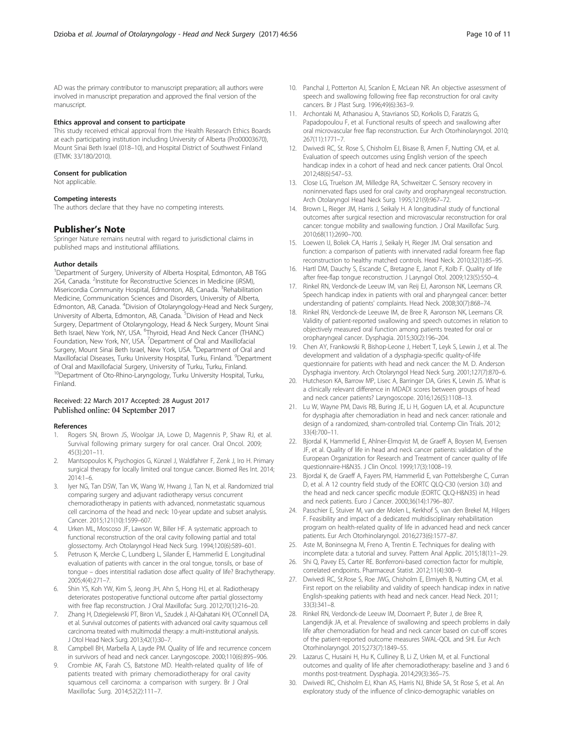AD was the primary contributor to manuscript preparation; all authors were involved in manuscript preparation and approved the final version of the manuscript.

#### Ethics approval and consent to participate

This study received ethical approval from the Health Research Ethics Boards at each participating institution including University of Alberta (Pro00003670), Mount Sinai Beth Israel (018–10), and Hospital District of Southwest Finland (ETMK: 33/180/2010).

#### Consent for publication

Not applicable.

#### Competing interests

The authors declare that they have no competing interests.

## Publisher's Note

Springer Nature remains neutral with regard to jurisdictional claims in published maps and institutional affiliations.

#### Author details

[1]Department of Surgery, University of Alberta Hospital, Edmonton, AB T6G 2G4, Canada. [2]Institute for Reconstructive Sciences in Medicine (iRSM), Misericordia Community Hospital, Edmonton, AB, Canada. [3]Rehabilitation Medicine, Communication Sciences and Disorders, University of Alberta, Edmonton, AB, Canada. [4]Division of Otolaryngology-Head and Neck Surgery, University of Alberta, Edmonton, AB, Canada. [5]Division of Head and Neck Surgery, Department of Otolaryngology, Head & Neck Surgery, Mount Sinai Beth Israel, New York, NY, USA. [6]Thyroid, Head And Neck Cancer (THANC) Foundation, New York, NY, USA. [7]Department of Oral and Maxillofacial Surgery, Mount Sinai Beth Israel, New York, USA. [8]Department of Oral and Maxillofacial Diseases, Turku University Hospital, Turku, Finland. [9]Department of Oral and Maxillofacial Surgery, University of Turku, Turku, Finland. [10]Department of Oto-Rhino-Laryngology, Turku University Hospital, Turku, Finland.

Received: 22 March 2017 Accepted: 28 August 2017
Published online: 04 September 2017

#### References

1. Rogers SN, Brown JS, Woolgar JA, Lowe D, Magennis P, Shaw RJ, et al. Survival following primary surgery for oral cancer. Oral Oncol. 2009; 45(3):201–11.
2. Mantsopoulos K, Psychogios G, Künzel J, Waldfahrer F, Zenk J, Iro H. Primary surgical therapy for locally limited oral tongue cancer. Biomed Res Int. 2014; 2014:1–6.
3. Iyer NG, Tan DSW, Tan VK, Wang W, Hwang J, Tan N, et al. Randomized trial comparing surgery and adjuvant radiotherapy versus concurrent chemoradiotherapy in patients with advanced, nonmetastatic squamous cell carcinoma of the head and neck: 10-year update and subset analysis. Cancer. 2015;121(10):1599–607.
4. Urken ML, Moscoso JF, Lawson W, Biller HF. A systematic approach to functional reconstruction of the oral cavity following partial and total glossectomy. Arch Otolaryngol Head Neck Surg. 1994;120(6):589–601.
5. Petruson K, Mercke C, Lundberg L, Silander E, Hammerlid E. Longitudinal evaluation of patients with cancer in the oral tongue, tonsils, or base of tongue – does interstitial radiation dose affect quality of life? Brachytherapy. 2005;4(4):271–7.
6. Shin YS, Koh YW, Kim S, Jeong JH, Ahn S, Hong HJ, et al. Radiotherapy deteriorates postoperative functional outcome after partial glossectomy with free flap reconstruction. J Oral Maxillofac Surg. 2012;70(1):216–20.
7. Zhang H, Dziegielewski PT, Biron VL, Szudek J, Al-Qahatani KH, O'Connell DA, et al. Survival outcomes of patients with advanced oral cavity squamous cell carcinoma treated with multimodal therapy: a multi-institutional analysis. J Otol Head Neck Surg. 2013;42(1):30–7.
8. Campbell BH, Marbella A, Layde PM. Quality of life and recurrence concern in survivors of head and neck cancer. Laryngoscope. 2000;110(6):895–906.
9. Crombie AK, Farah CS, Batstone MD. Health-related quality of life of patients treated with primary chemoradiotherapy for oral cavity squamous cell carcinoma: a comparison with surgery. Br J Oral Maxillofac Surg. 2014;52(2):111–7.
10. Panchal J, Potterton AJ, Scanlon E, McLean NR. An objective assessment of speech and swallowing following free flap reconstruction for oral cavity cancers. Br J Plast Surg. 1996;49(6):363–9.
11. Archontaki M, Athanasiou A, Stavrianos SD, Korkolis D, Faratzis G, Papadopoulou F, et al. Functional results of speech and swallowing after oral microvascular free flap reconstruction. Eur Arch Otorhinolaryngol. 2010; 267(11):1771–7.
12. Dwivedi RC, St. Rose S, Chisholm EJ, Bisase B, Amen F, Nutting CM, et al. Evaluation of speech outcomes using English version of the speech handicap index in a cohort of head and neck cancer patients. Oral Oncol. 2012;48(6):547–53.
13. Close LG, Truelson JM, Milledge RA, Schweitzer C. Sensory recovery in noninnervated flaps used for oral cavity and oropharyngeal reconstruction. Arch Otolaryngol Head Neck Surg. 1995;121(9):967–72.
14. Brown L, Rieger JM, Harris J, Seikaly H. A longitudinal study of functional outcomes after surgical resection and microvascular reconstruction for oral cancer: tongue mobility and swallowing function. J Oral Maxillofac Surg. 2010;68(11):2690–700.
15. Loewen IJ, Boliek CA, Harris J, Seikaly H, Rieger JM. Oral sensation and function: a comparison of patients with innervated radial forearm free flap reconstruction to healthy matched controls. Head Neck. 2010;32(1):85–95.
16. Hartl DM, Dauchy S, Escande C, Bretagne E, Janot F, Kolb F. Quality of life after free-flap tongue reconstruction. J Laryngol Otol. 2009;123(5):550–4.
17. Rinkel RN, Verdonck-de Leeuw IM, van Reij EJ, Aaronson NK, Leemans CR. Speech handicap index in patients with oral and pharyngeal cancer: better understanding of patients' complaints. Head Neck. 2008;30(7):868–74.
18. Rinkel RN, Verdonck-de Leeuwe IM, de Bree R, Aaronson NK, Leemans CR. Validity of patient-reported swallowing and speech outcomes in relation to objectively measured oral function among patients treated for oral or oropharyngeal cancer. Dysphagia. 2015;30(2):196–204.
19. Chen AY, Frankowski R, Bishop-Leone J, Hebert T, Leyk S, Lewin J, et al. The development and validation of a dysphagia-specific quality-of-life questionnaire for patients with head and neck cancer: the M. D. Anderson Dysphagia inventory. Arch Otolaryngol Head Neck Surg. 2001;127(7):870–6.
20. Hutcheson KA, Barrow MP, Lisec A, Barringer DA, Gries K, Lewin JS. What is a clinically relevant difference in MDADI scores between groups of head and neck cancer patients? Laryngoscope. 2016;126(5):1108–13.
21. Lu W, Wayne PM, Davis RB, Buring JE, Li H, Goguen LA, et al. Acupuncture for dysphagia after chemoradiation in head and neck cancer: rationale and design of a randomized, sham-controlled trial. Contemp Clin Trials. 2012; 33(4):700–11.
22. Bjordal K, Hammerlid E, Ahlner-Elmqvist M, de Graeff A, Boysen M, Evensen JF, et al. Quality of life in head and neck cancer patients: validation of the European Organization for Research and Treatment of cancer quality of life questionnaire-H&N35. J Clin Oncol. 1999;17(3):1008–19.
23. Bjordal K, de Graeff A, Fayers PM, Hammerlid E, van Pottelsberghe C, Curran D, et al. A 12 country field study of the EORTC QLQ-C30 (version 3.0) and the head and neck cancer specific module (EORTC QLQ-H&N35) in head and neck patients. Euro J Cancer. 2000;36(14):1796–807.
24. Passchier E, Stuiver M, van der Molen L, Kerkhof S, van den Brekel M, Hilgers F. Feasibility and impact of a dedicated multidisciplinary rehabilitation program on health-related quality of life in advanced head and neck cancer patients. Eur Arch Otorhinolaryngol. 2016;273(6):1577–87.
25. Aste M, Boninsegna M, Freno A, Trentin E. Techniques for dealing with incomplete data: a tutorial and survey. Pattern Anal Applic. 2015;18(1):1–29.
26. Shi Q, Pavey ES, Carter RE. Bonferroni-based correction factor for multiple, correlated endpoints. Pharmaceut Statist. 2012;11(4):300–9.
27. Dwivedi RC, St.Rose S, Roe JWG, Chisholm E, Elmiyeh B, Nutting CM, et al. First report on the reliability and validity of speech handicap index in native English-speaking patients with head and neck cancer. Head Neck. 2011; 33(3):341–8.
28. Rinkel RN, Verdonck-de Leeuw IM, Doornaert P, Buter J, de Bree R, Langendijk JA, et al. Prevalence of swallowing and speech problems in daily life after chemoradiation for head and neck cancer based on cut-off scores of the patient-reported outcome measures SWAL-QOL and SHI. Eur Arch Otorhinolaryngol. 2015;273(7):1849–55.
29. Lazarus C, Husaini H, Hu K, Culliney B, Li Z, Urken M, et al. Functional outcomes and quality of life after chemoradiotherapy: baseline and 3 and 6 months post-treatment. Dysphagia. 2014;29(3):365–75.
30. Dwivedi RC, Chisholm EJ, Khan AS, Harris NJ, Bhide SA, St Rose S, et al. An exploratory study of the influence of clinico-demographic variables on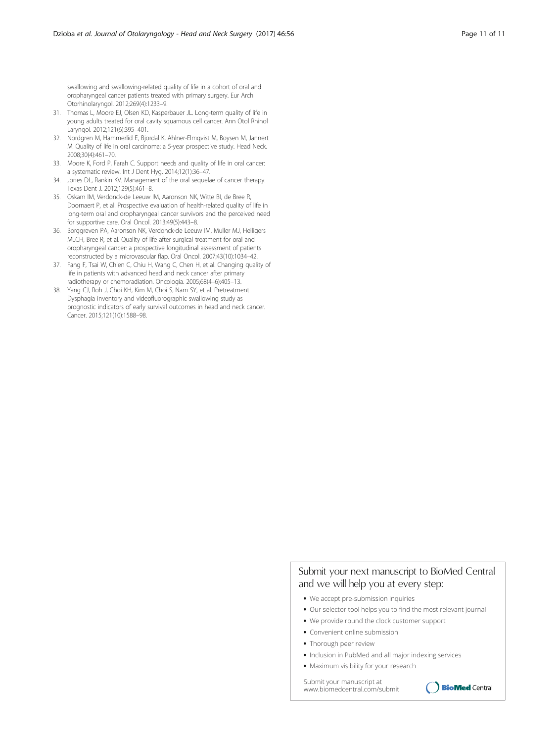swallowing and swallowing-related quality of life in a cohort of oral and oropharyngeal cancer patients treated with primary surgery. Eur Arch Otorhinolaryngol. 2012;269(4):1233–9.

31. Thomas L, Moore EJ, Olsen KD, Kasperbauer JL. Long-term quality of life in young adults treated for oral cavity squamous cell cancer. Ann Otol Rhinol Laryngol. 2012;121(6):395–401.
32. Nordgren M, Hammerlid E, Bjordal K, Ahlner-Elmqvist M, Boysen M, Jannert M. Quality of life in oral carcinoma: a 5-year prospective study. Head Neck. 2008;30(4):461–70.
33. Moore K, Ford P, Farah C. Support needs and quality of life in oral cancer: a systematic review. Int J Dent Hyg. 2014;12(1):36–47.
34. Jones DL, Rankin KV. Management of the oral sequelae of cancer therapy. Texas Dent J. 2012;129(5):461–8.
35. Oskam IM, Verdonck-de Leeuw IM, Aaronson NK, Witte BI, de Bree R, Doornaert P, et al. Prospective evaluation of health-related quality of life in long-term oral and oropharyngeal cancer survivors and the perceived need for supportive care. Oral Oncol. 2013;49(5):443–8.
36. Borggreven PA, Aaronson NK, Verdonck-de Leeuw IM, Muller MJ, Heiligers MLCH, Bree R, et al. Quality of life after surgical treatment for oral and oropharyngeal cancer: a prospective longitudinal assessment of patients reconstructed by a microvascular flap. Oral Oncol. 2007;43(10):1034–42.
37. Fang F, Tsai W, Chien C, Chiu H, Wang C, Chen H, et al. Changing quality of life in patients with advanced head and neck cancer after primary radiotherapy or chemoradiation. Oncologia. 2005;68(4–6):405–13.
38. Yang CJ, Roh J, Choi KH, Kim M, Choi S, Nam SY, et al. Pretreatment Dysphagia inventory and videofluorographic swallowing study as prognostic indicators of early survival outcomes in head and neck cancer. Cancer. 2015;121(10):1588–98.

Submit your next manuscript to BioMed Central and we will help you at every step:

- We accept pre-submission inquiries
- Our selector tool helps you to find the most relevant journal
- We provide round the clock customer support
- Convenient online submission
- Thorough peer review
- Inclusion in PubMed and all major indexing services
- Maximum visibility for your research

Submit your manuscript at www.biomedcentral.com/submit

BioMed Central